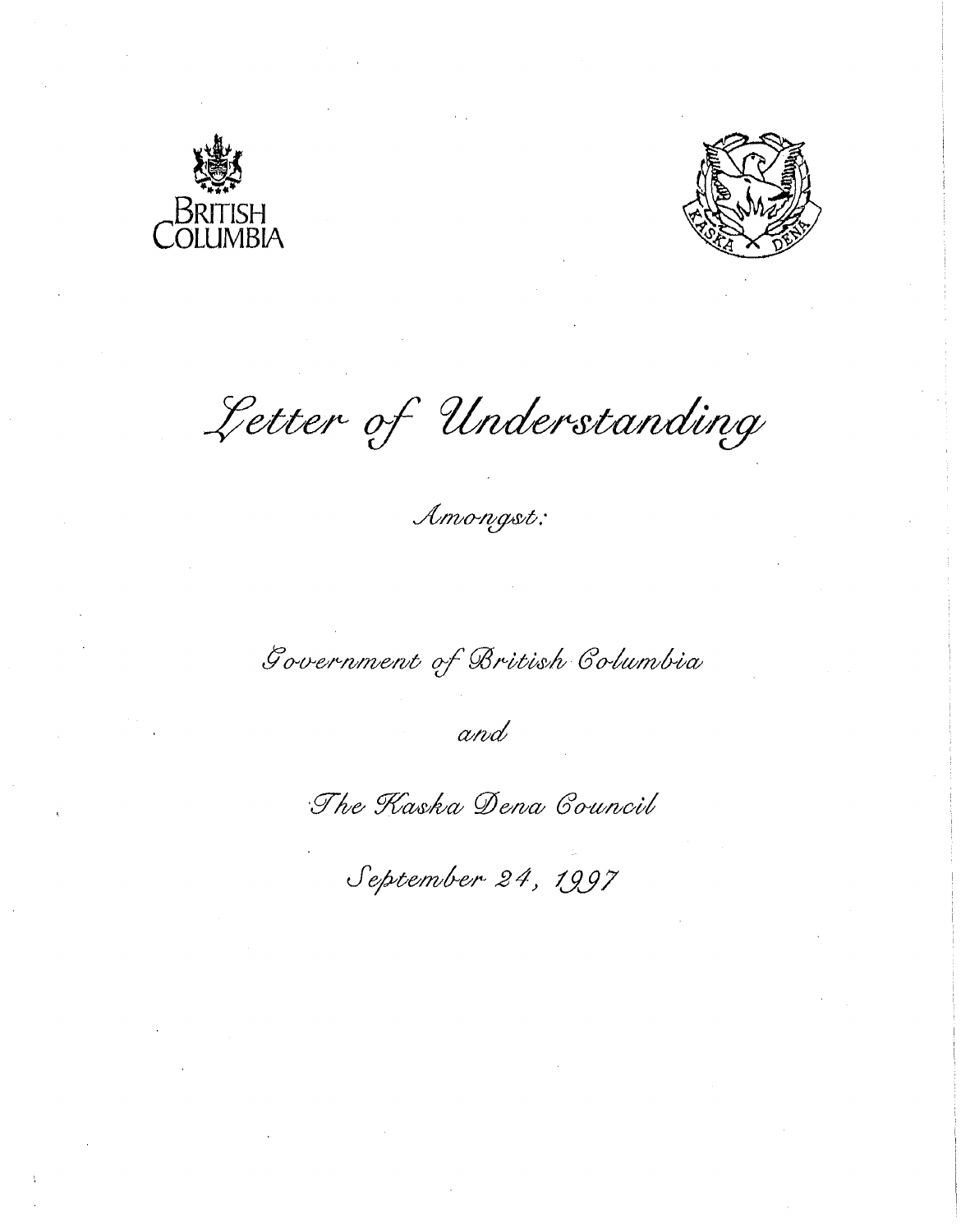BRITISH COLUMBIA

KASKA DENA

# Letter of Understanding

Amongst:

Government of British Columbia

and

The Kaska Dena Council

September 24, 1997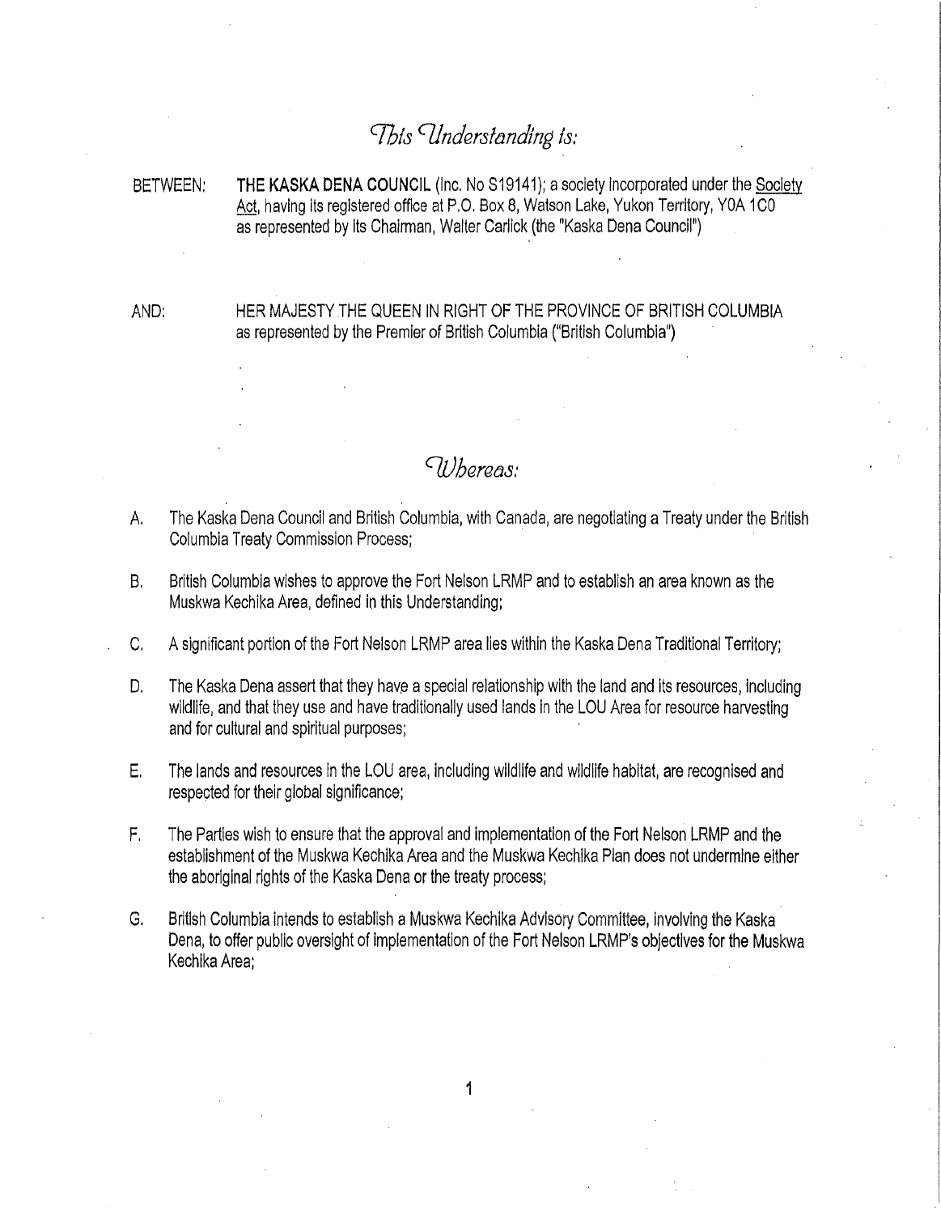# *This Understanding is:*

BETWEEN: **THE KASKA DENA COUNCIL** (Inc. No S19141); a society incorporated under the Society Act, having its registered office at P.O. Box 8, Watson Lake, Yukon Territory, Y0A 1C0 as represented by its Chairman, Walter Carlick (the "Kaska Dena Council")

AND: HER MAJESTY THE QUEEN IN RIGHT OF THE PROVINCE OF BRITISH COLUMBIA as represented by the Premier of British Columbia ("British Columbia")

# *Whereas:*

A. The Kaska Dena Council and British Columbia, with Canada, are negotiating a Treaty under the British Columbia Treaty Commission Process;

B. British Columbia wishes to approve the Fort Nelson LRMP and to establish an area known as the Muskwa Kechika Area, defined in this Understanding;

C. A significant portion of the Fort Nelson LRMP area lies within the Kaska Dena Traditional Territory;

D. The Kaska Dena assert that they have a special relationship with the land and its resources, including wildlife, and that they use and have traditionally used lands in the LOU Area for resource harvesting and for cultural and spiritual purposes;

E. The lands and resources in the LOU area, including wildlife and wildlife habitat, are recognised and respected for their global significance;

F. The Parties wish to ensure that the approval and implementation of the Fort Nelson LRMP and the establishment of the Muskwa Kechika Area and the Muskwa Kechika Plan does not undermine either the aboriginal rights of the Kaska Dena or the treaty process;

G. British Columbia intends to establish a Muskwa Kechika Advisory Committee, involving the Kaska Dena, to offer public oversight of implementation of the Fort Nelson LRMP's objectives for the Muskwa Kechika Area;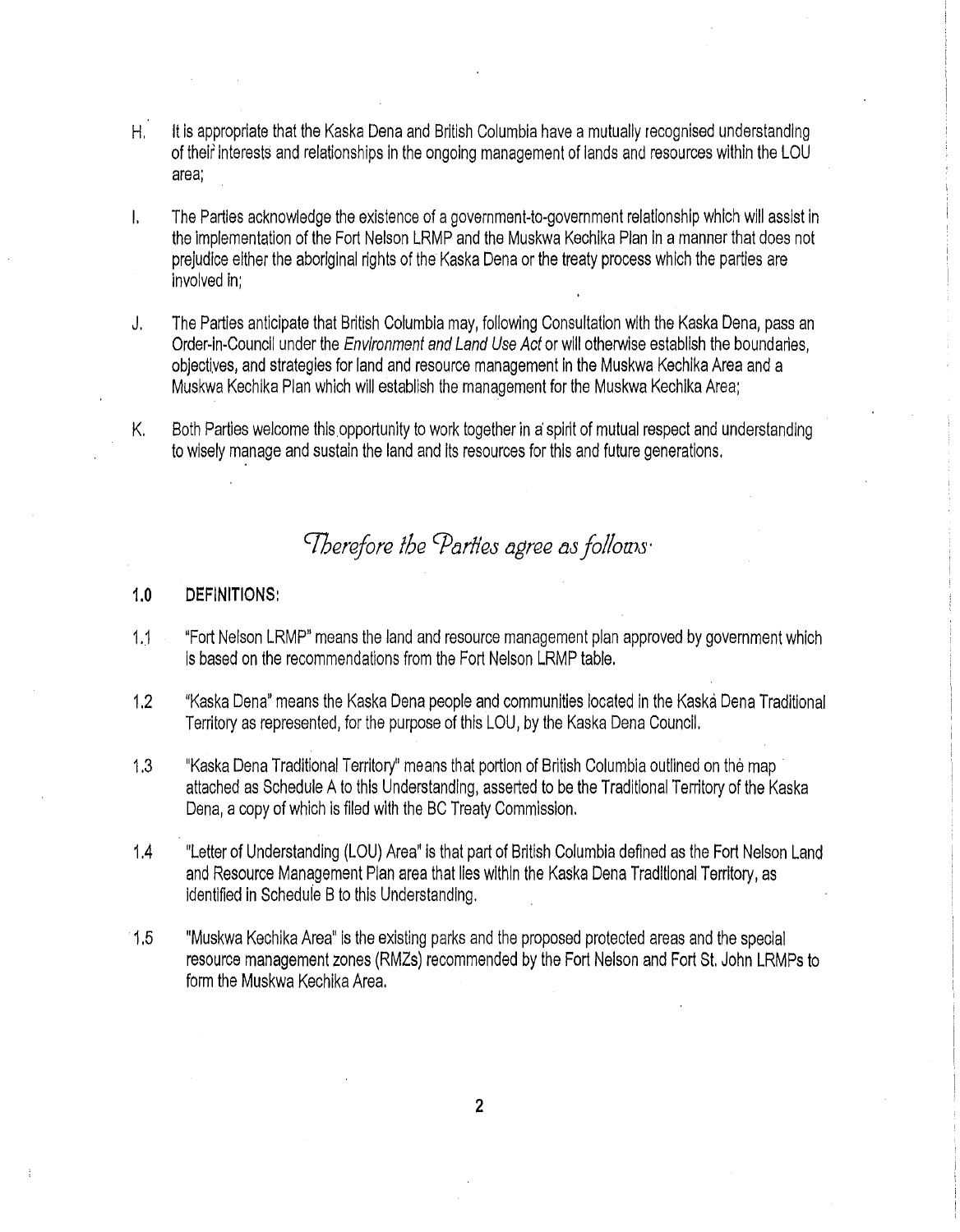H. It is appropriate that the Kaska Dena and British Columbia have a mutually recognised understanding of their interests and relationships in the ongoing management of lands and resources within the LOU area;

I. The Parties acknowledge the existence of a government-to-government relationship which will assist in the implementation of the Fort Nelson LRMP and the Muskwa Kechika Plan in a manner that does not prejudice either the aboriginal rights of the Kaska Dena or the treaty process which the parties are involved in;

J. The Parties anticipate that British Columbia may, following Consultation with the Kaska Dena, pass an Order-in-Council under the *Environment and Land Use Act* or will otherwise establish the boundaries, objectives, and strategies for land and resource management in the Muskwa Kechika Area and a Muskwa Kechika Plan which will establish the management for the Muskwa Kechika Area;

K. Both Parties welcome this opportunity to work together in a spirit of mutual respect and understanding to wisely manage and sustain the land and its resources for this and future generations.

*Therefore the Parties agree as follows:*

## 1.0 DEFINITIONS:

1.1 "Fort Nelson LRMP" means the land and resource management plan approved by government which is based on the recommendations from the Fort Nelson LRMP table.

1.2 "Kaska Dena" means the Kaska Dena people and communities located in the Kaska Dena Traditional Territory as represented, for the purpose of this LOU, by the Kaska Dena Council.

1.3 "Kaska Dena Traditional Territory" means that portion of British Columbia outlined on the map attached as Schedule A to this Understanding, asserted to be the Traditional Territory of the Kaska Dena, a copy of which is filed with the BC Treaty Commission.

1.4 "Letter of Understanding (LOU) Area" is that part of British Columbia defined as the Fort Nelson Land and Resource Management Plan area that lies within the Kaska Dena Traditional Territory, as identified in Schedule B to this Understanding.

1.5 "Muskwa Kechika Area" is the existing parks and the proposed protected areas and the special resource management zones (RMZs) recommended by the Fort Nelson and Fort St. John LRMPs to form the Muskwa Kechika Area.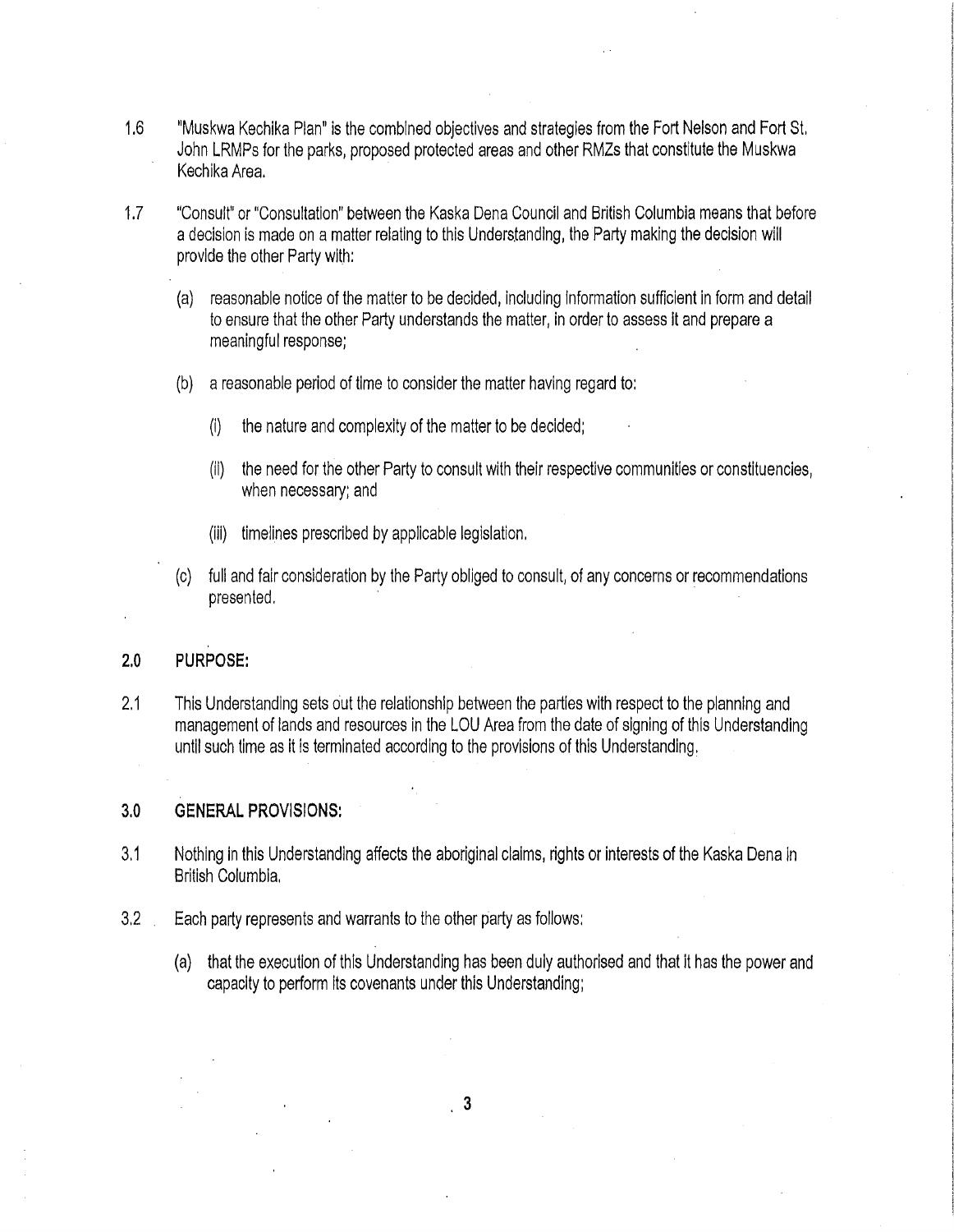1.6 "Muskwa Kechika Plan" is the combined objectives and strategies from the Fort Nelson and Fort St. John LRMPs for the parks, proposed protected areas and other RMZs that constitute the Muskwa Kechika Area.

1.7 "Consult" or "Consultation" between the Kaska Dena Council and British Columbia means that before a decision is made on a matter relating to this Understanding, the Party making the decision will provide the other Party with:

(a) reasonable notice of the matter to be decided, including information sufficient in form and detail to ensure that the other Party understands the matter, in order to assess it and prepare a meaningful response;

(b) a reasonable period of time to consider the matter having regard to:

(i) the nature and complexity of the matter to be decided;

(ii) the need for the other Party to consult with their respective communities or constituencies, when necessary; and

(iii) timelines prescribed by applicable legislation.

(c) full and fair consideration by the Party obliged to consult, of any concerns or recommendations presented.

## 2.0 PURPOSE:

2.1 This Understanding sets out the relationship between the parties with respect to the planning and management of lands and resources in the LOU Area from the date of signing of this Understanding until such time as it is terminated according to the provisions of this Understanding.

## 3.0 GENERAL PROVISIONS:

3.1 Nothing in this Understanding affects the aboriginal claims, rights or interests of the Kaska Dena in British Columbia.

3.2 Each party represents and warrants to the other party as follows:

(a) that the execution of this Understanding has been duly authorised and that it has the power and capacity to perform its covenants under this Understanding;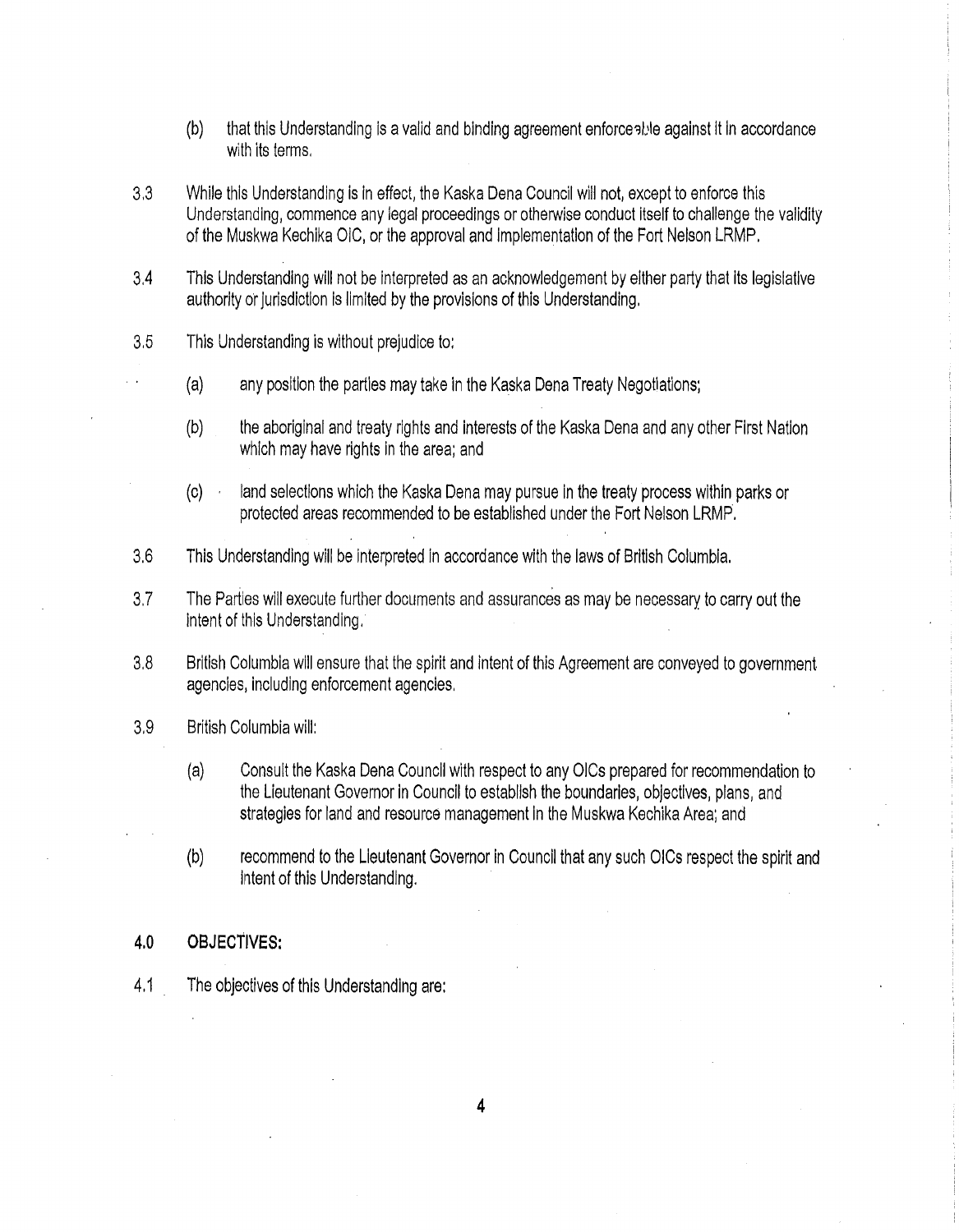(b) that this Understanding is a valid and binding agreement enforceable against it in accordance with its terms.

3.3 While this Understanding is in effect, the Kaska Dena Council will not, except to enforce this Understanding, commence any legal proceedings or otherwise conduct itself to challenge the validity of the Muskwa Kechika OIC, or the approval and implementation of the Fort Nelson LRMP.

3.4 This Understanding will not be interpreted as an acknowledgement by either party that its legislative authority or jurisdiction is limited by the provisions of this Understanding.

3.5 This Understanding is without prejudice to:

(a) any position the parties may take in the Kaska Dena Treaty Negotiations;

(b) the aboriginal and treaty rights and interests of the Kaska Dena and any other First Nation which may have rights in the area; and

(c) land selections which the Kaska Dena may pursue in the treaty process within parks or protected areas recommended to be established under the Fort Nelson LRMP.

3.6 This Understanding will be interpreted in accordance with the laws of British Columbia.

3.7 The Parties will execute further documents and assurances as may be necessary to carry out the intent of this Understanding.

3.8 British Columbia will ensure that the spirit and intent of this Agreement are conveyed to government agencies, including enforcement agencies.

3.9 British Columbia will:

(a) Consult the Kaska Dena Council with respect to any OICs prepared for recommendation to the Lieutenant Governor in Council to establish the boundaries, objectives, plans, and strategies for land and resource management in the Muskwa Kechika Area; and

(b) recommend to the Lieutenant Governor in Council that any such OICs respect the spirit and intent of this Understanding.

## 4.0 OBJECTIVES:

4.1 The objectives of this Understanding are: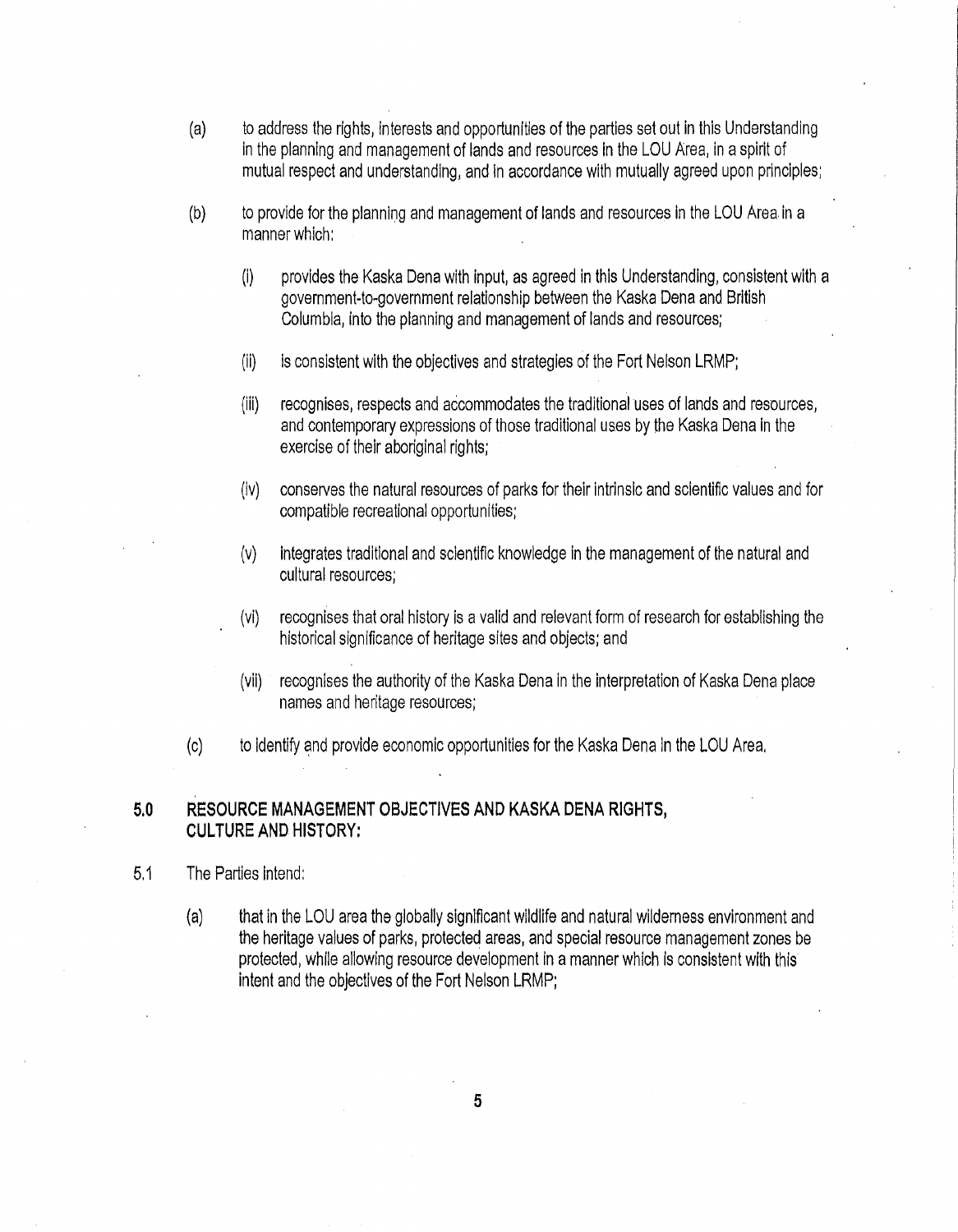(a) to address the rights, interests and opportunities of the parties set out in this Understanding in the planning and management of lands and resources in the LOU Area, in a spirit of mutual respect and understanding, and in accordance with mutually agreed upon principles;

(b) to provide for the planning and management of lands and resources in the LOU Area in a manner which:

   (i) provides the Kaska Dena with input, as agreed in this Understanding, consistent with a government-to-government relationship between the Kaska Dena and British Columbia, into the planning and management of lands and resources;

   (ii) is consistent with the objectives and strategies of the Fort Nelson LRMP;

   (iii) recognises, respects and accommodates the traditional uses of lands and resources, and contemporary expressions of those traditional uses by the Kaska Dena in the exercise of their aboriginal rights;

   (iv) conserves the natural resources of parks for their intrinsic and scientific values and for compatible recreational opportunities;

   (v) integrates traditional and scientific knowledge in the management of the natural and cultural resources;

   (vi) recognises that oral history is a valid and relevant form of research for establishing the historical significance of heritage sites and objects; and

   (vii) recognises the authority of the Kaska Dena in the interpretation of Kaska Dena place names and heritage resources;

(c) to identify and provide economic opportunities for the Kaska Dena in the LOU Area.

## 5.0 RESOURCE MANAGEMENT OBJECTIVES AND KASKA DENA RIGHTS, CULTURE AND HISTORY:

5.1 The Parties intend:

(a) that in the LOU area the globally significant wildlife and natural wilderness environment and the heritage values of parks, protected areas, and special resource management zones be protected, while allowing resource development in a manner which is consistent with this intent and the objectives of the Fort Nelson LRMP;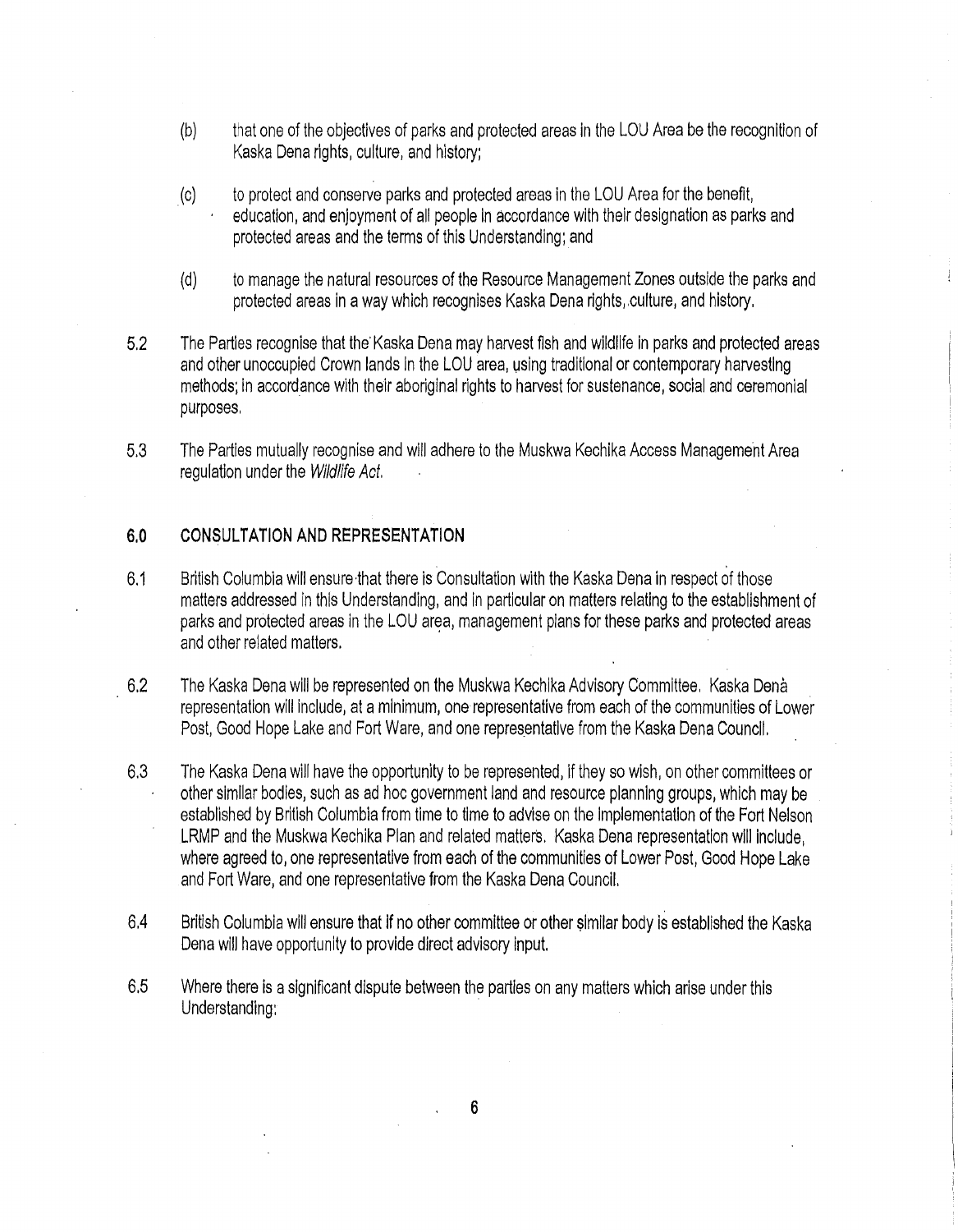(b) that one of the objectives of parks and protected areas in the LOU Area be the recognition of Kaska Dena rights, culture, and history;

(c) to protect and conserve parks and protected areas in the LOU Area for the benefit, education, and enjoyment of all people in accordance with their designation as parks and protected areas and the terms of this Understanding; and

(d) to manage the natural resources of the Resource Management Zones outside the parks and protected areas in a way which recognises Kaska Dena rights, culture, and history.

5.2 The Parties recognise that the Kaska Dena may harvest fish and wildlife in parks and protected areas and other unoccupied Crown lands in the LOU area, using traditional or contemporary harvesting methods; in accordance with their aboriginal rights to harvest for sustenance, social and ceremonial purposes.

5.3 The Parties mutually recognise and will adhere to the Muskwa Kechika Access Management Area regulation under the *Wildlife Act*.

## 6.0 CONSULTATION AND REPRESENTATION

6.1 British Columbia will ensure that there is Consultation with the Kaska Dena in respect of those matters addressed in this Understanding, and in particular on matters relating to the establishment of parks and protected areas in the LOU area, management plans for these parks and protected areas and other related matters.

6.2 The Kaska Dena will be represented on the Muskwa Kechika Advisory Committee. Kaska Dena representation will include, at a minimum, one representative from each of the communities of Lower Post, Good Hope Lake and Fort Ware, and one representative from the Kaska Dena Council.

6.3 The Kaska Dena will have the opportunity to be represented, if they so wish, on other committees or other similar bodies, such as ad hoc government land and resource planning groups, which may be established by British Columbia from time to time to advise on the implementation of the Fort Nelson LRMP and the Muskwa Kechika Plan and related matters. Kaska Dena representation will include, where agreed to, one representative from each of the communities of Lower Post, Good Hope Lake and Fort Ware, and one representative from the Kaska Dena Council.

6.4 British Columbia will ensure that if no other committee or other similar body is established the Kaska Dena will have opportunity to provide direct advisory input.

6.5 Where there is a significant dispute between the parties on any matters which arise under this Understanding: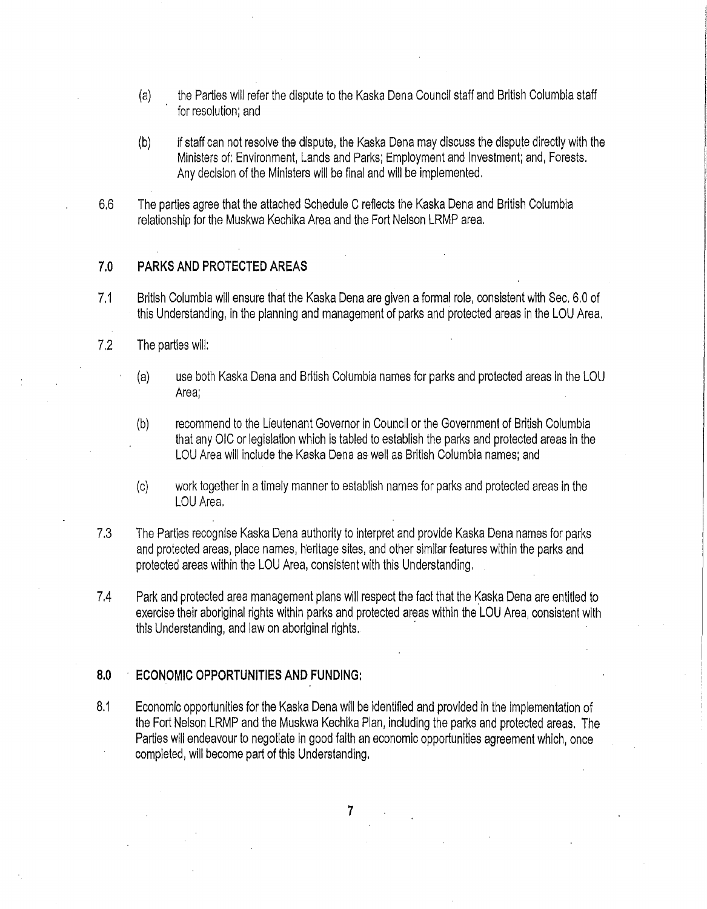(a) the Parties will refer the dispute to the Kaska Dena Council staff and British Columbia staff for resolution; and

(b) if staff can not resolve the dispute, the Kaska Dena may discuss the dispute directly with the Ministers of: Environment, Lands and Parks; Employment and Investment; and, Forests. Any decision of the Ministers will be final and will be implemented.

6.6 The parties agree that the attached Schedule C reflects the Kaska Dena and British Columbia relationship for the Muskwa Kechika Area and the Fort Nelson LRMP area.

## 7.0 PARKS AND PROTECTED AREAS

7.1 British Columbia will ensure that the Kaska Dena are given a formal role, consistent with Sec. 6.0 of this Understanding, in the planning and management of parks and protected areas in the LOU Area.

7.2 The parties will:

(a) use both Kaska Dena and British Columbia names for parks and protected areas in the LOU Area;

(b) recommend to the Lieutenant Governor in Council or the Government of British Columbia that any OIC or legislation which is tabled to establish the parks and protected areas in the LOU Area will include the Kaska Dena as well as British Columbia names; and

(c) work together in a timely manner to establish names for parks and protected areas in the LOU Area.

7.3 The Parties recognise Kaska Dena authority to interpret and provide Kaska Dena names for parks and protected areas, place names, heritage sites, and other similar features within the parks and protected areas within the LOU Area, consistent with this Understanding.

7.4 Park and protected area management plans will respect the fact that the Kaska Dena are entitled to exercise their aboriginal rights within parks and protected areas within the LOU Area, consistent with this Understanding, and law on aboriginal rights.

## 8.0 ECONOMIC OPPORTUNITIES AND FUNDING:

8.1 Economic opportunities for the Kaska Dena will be identified and provided in the implementation of the Fort Nelson LRMP and the Muskwa Kechika Plan, including the parks and protected areas. The Parties will endeavour to negotiate in good faith an economic opportunities agreement which, once completed, will become part of this Understanding.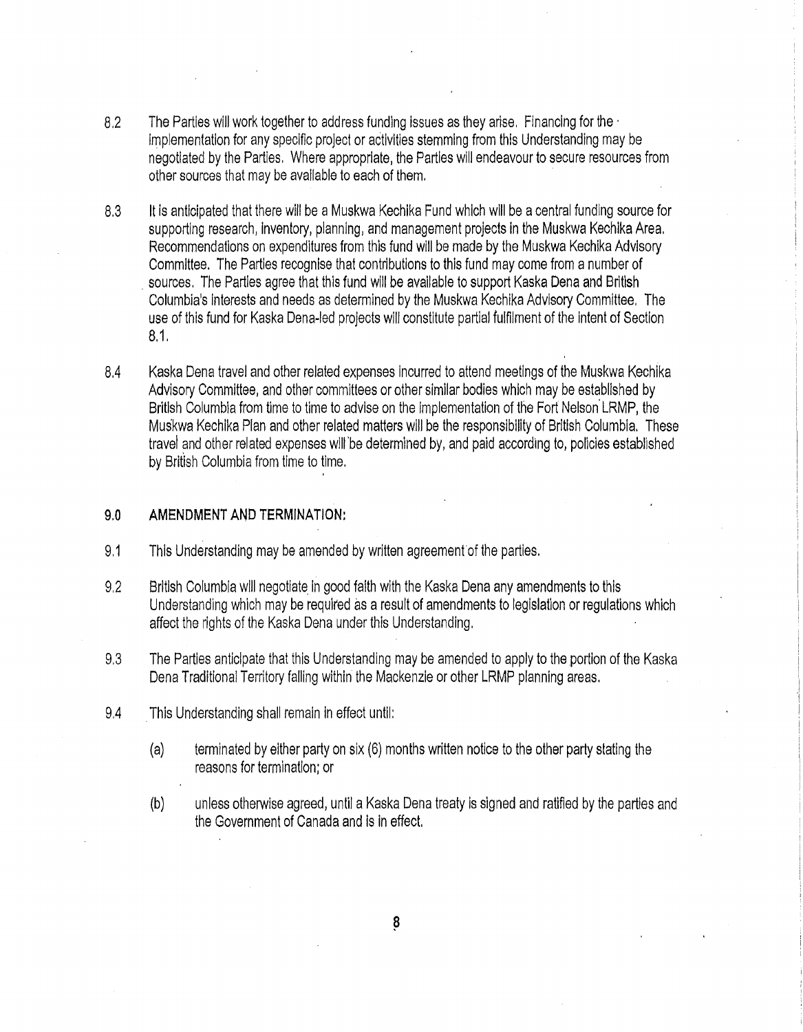8.2 The Parties will work together to address funding issues as they arise. Financing for the implementation for any specific project or activities stemming from this Understanding may be negotiated by the Parties. Where appropriate, the Parties will endeavour to secure resources from other sources that may be available to each of them.

8.3 It is anticipated that there will be a Muskwa Kechika Fund which will be a central funding source for supporting research, inventory, planning, and management projects in the Muskwa Kechika Area. Recommendations on expenditures from this fund will be made by the Muskwa Kechika Advisory Committee. The Parties recognise that contributions to this fund may come from a number of sources. The Parties agree that this fund will be available to support Kaska Dena and British Columbia's interests and needs as determined by the Muskwa Kechika Advisory Committee. The use of this fund for Kaska Dena-led projects will constitute partial fulfilment of the intent of Section 8.1.

8.4 Kaska Dena travel and other related expenses incurred to attend meetings of the Muskwa Kechika Advisory Committee, and other committees or other similar bodies which may be established by British Columbia from time to time to advise on the implementation of the Fort Nelson LRMP, the Muskwa Kechika Plan and other related matters will be the responsibility of British Columbia. These travel and other related expenses will be determined by, and paid according to, policies established by British Columbia from time to time.

## 9.0 AMENDMENT AND TERMINATION:

9.1 This Understanding may be amended by written agreement of the parties.

9.2 British Columbia will negotiate in good faith with the Kaska Dena any amendments to this Understanding which may be required as a result of amendments to legislation or regulations which affect the rights of the Kaska Dena under this Understanding.

9.3 The Parties anticipate that this Understanding may be amended to apply to the portion of the Kaska Dena Traditional Territory falling within the Mackenzie or other LRMP planning areas.

9.4 This Understanding shall remain in effect until:

(a) terminated by either party on six (6) months written notice to the other party stating the reasons for termination; or

(b) unless otherwise agreed, until a Kaska Dena treaty is signed and ratified by the parties and the Government of Canada and is in effect.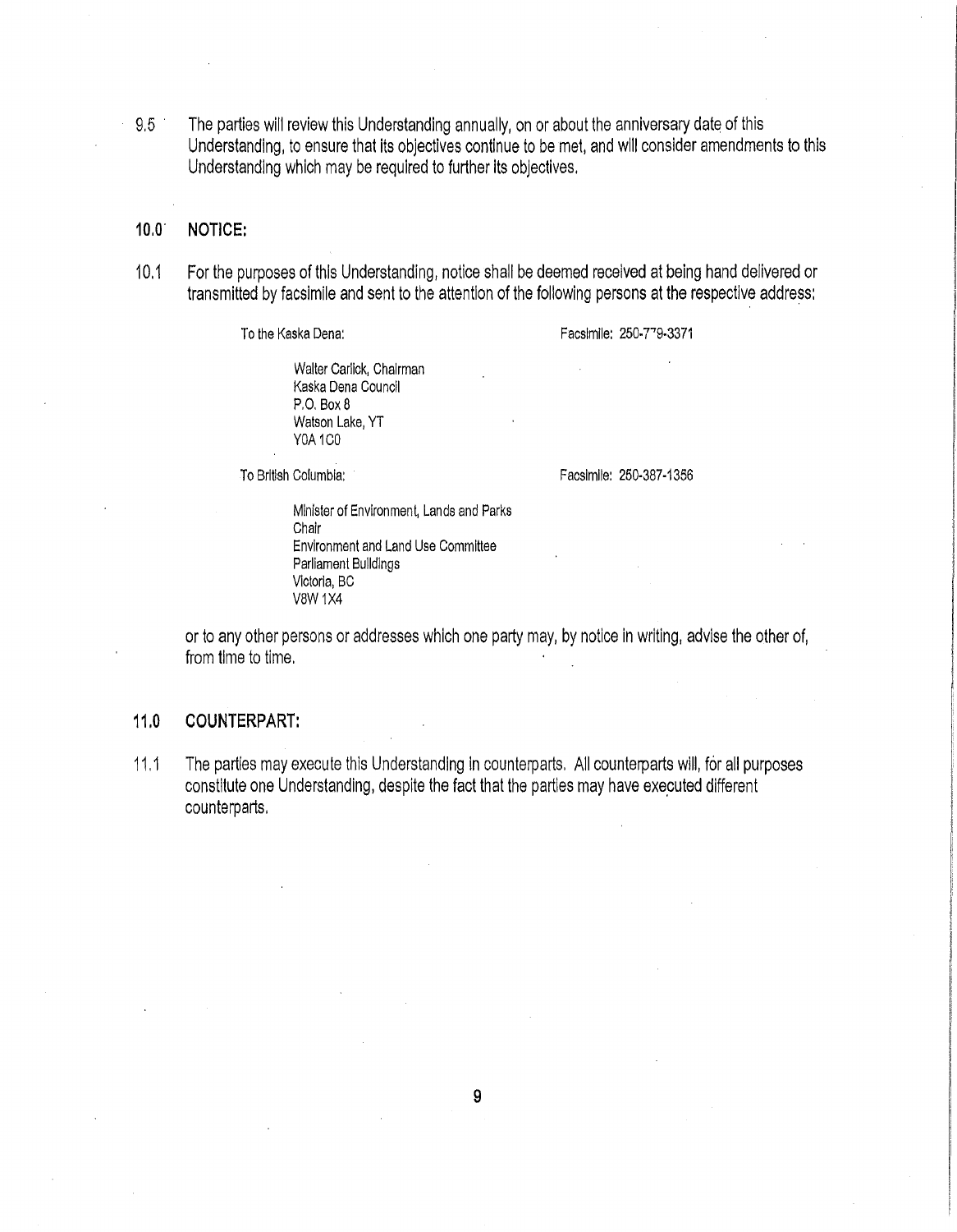9.5 The parties will review this Understanding annually, on or about the anniversary date of this Understanding, to ensure that its objectives continue to be met, and will consider amendments to this Understanding which may be required to further its objectives.

## 10.0 NOTICE:

10.1 For the purposes of this Understanding, notice shall be deemed received at being hand delivered or transmitted by facsimile and sent to the attention of the following persons at the respective address:

To the Kaska Dena: Facsimile: 250-779-3371

Walter Carlick, Chairman
Kaska Dena Council
P.O. Box 8
Watson Lake, YT
Y0A 1C0

To British Columbia: Facsimile: 250-387-1356

Minister of Environment, Lands and Parks
Chair
Environment and Land Use Committee
Parliament Buildings
Victoria, BC
V8W 1X4

or to any other persons or addresses which one party may, by notice in writing, advise the other of, from time to time.

## 11.0 COUNTERPART:

11.1 The parties may execute this Understanding in counterparts. All counterparts will, for all purposes constitute one Understanding, despite the fact that the parties may have executed different counterparts.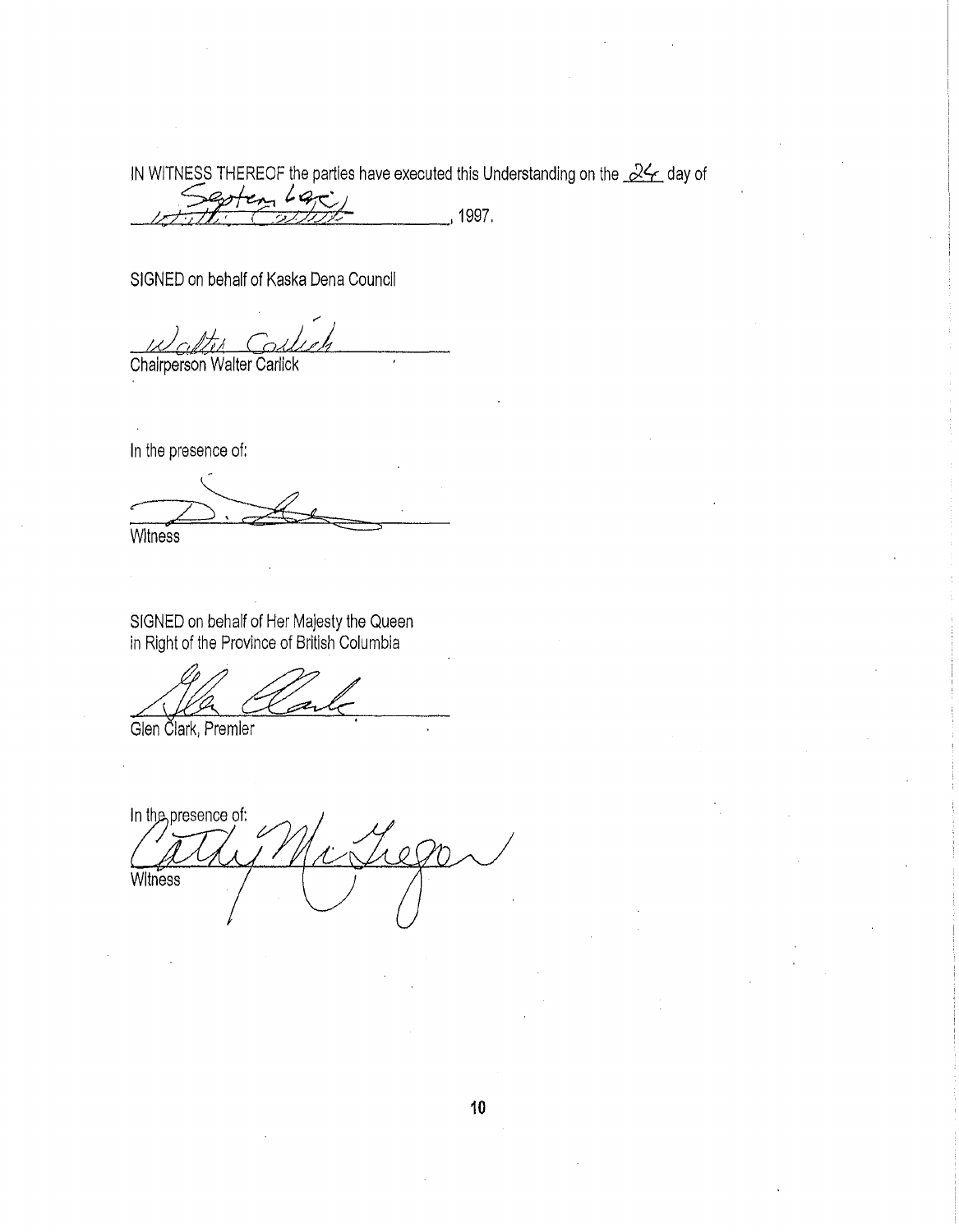IN WITNESS THEREOF the parties have executed this Understanding on the 24 day of September, 1997.

SIGNED on behalf of Kaska Dena Council

Walter Carlick

Chairperson Walter Carlick

In the presence of:

D. [signature]

Witness

SIGNED on behalf of Her Majesty the Queen in Right of the Province of British Columbia

Glen Clark

Glen Clark, Premier

In the presence of:

Cathy McGregor

Witness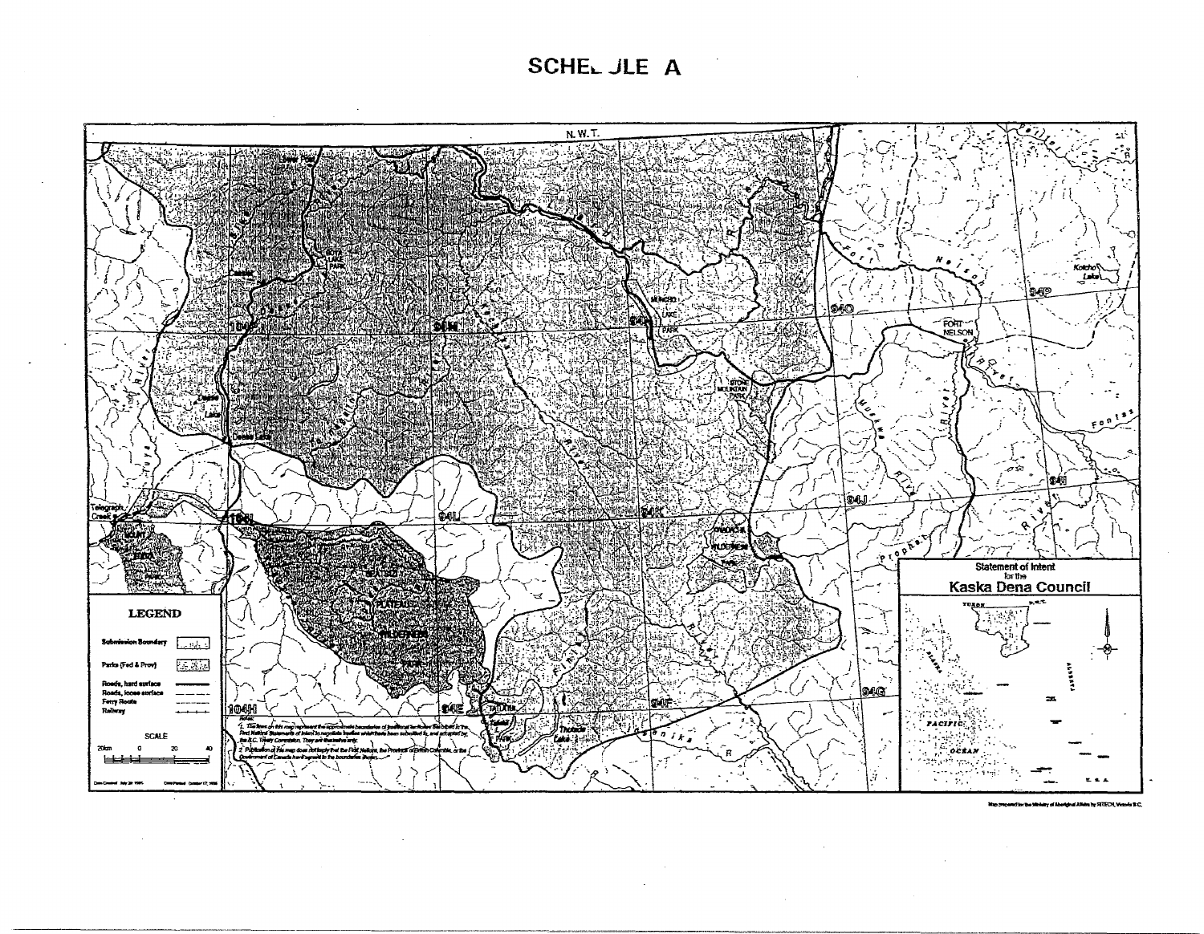# SCHEDULE A

N. W. T.

LEGEND

Submission Boundary

Parks (Fed & Prov)

Roads, hard surface

Roads, loose surface

Ferry Route

Railway

SCALE

20km 0 20 40

Notes:

1. The lines on this map represent the approximate boundaries of traditional territories described in the First Nations' Statements of Intent to negotiate treaties which have been submitted to, and accepted by, the B.C. Treaty Commission. They are illustrative only.

2. Publication of this map does not imply that the First Nations, the Province of British Columbia, or the Government of Canada have agreed to the boundaries shown.

Statement of Intent for the

**Kaska Dena Council**

Map prepared for the Ministry of Aboriginal Affairs by SITECH, Victoria B.C.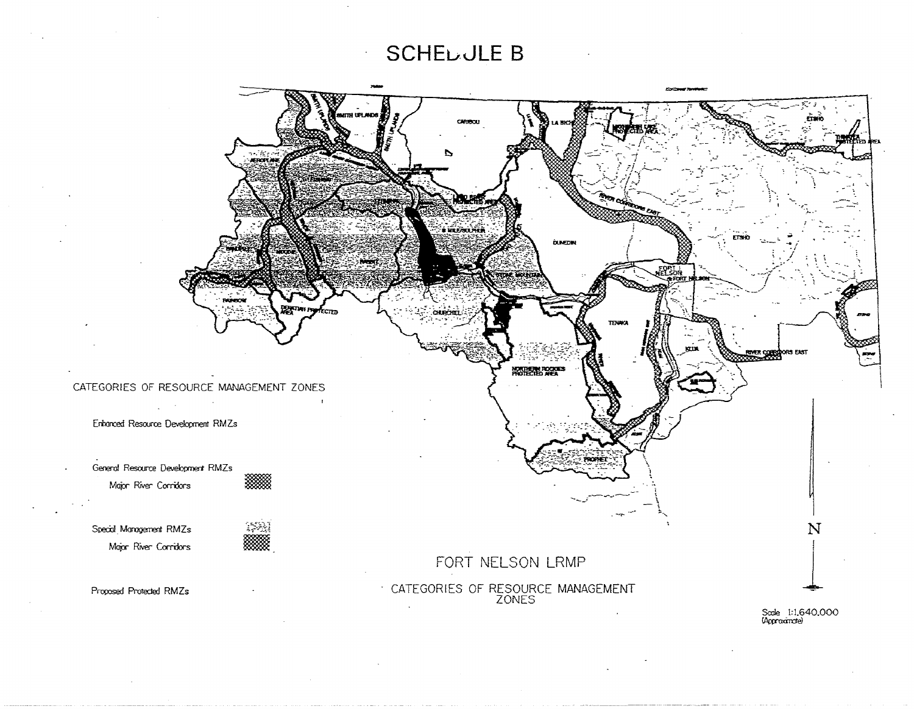# SCHEDULE B

CATEGORIES OF RESOURCE MANAGEMENT ZONES

Enhanced Resource Development RMZs

General Resource Development RMZs

Major River Corridors

Special Management RMZs

Major River Corridors

Proposed Protected RMZs

FORT NELSON LRMP

CATEGORIES OF RESOURCE MANAGEMENT ZONES

Scale 1:1,640,000 (Approximate)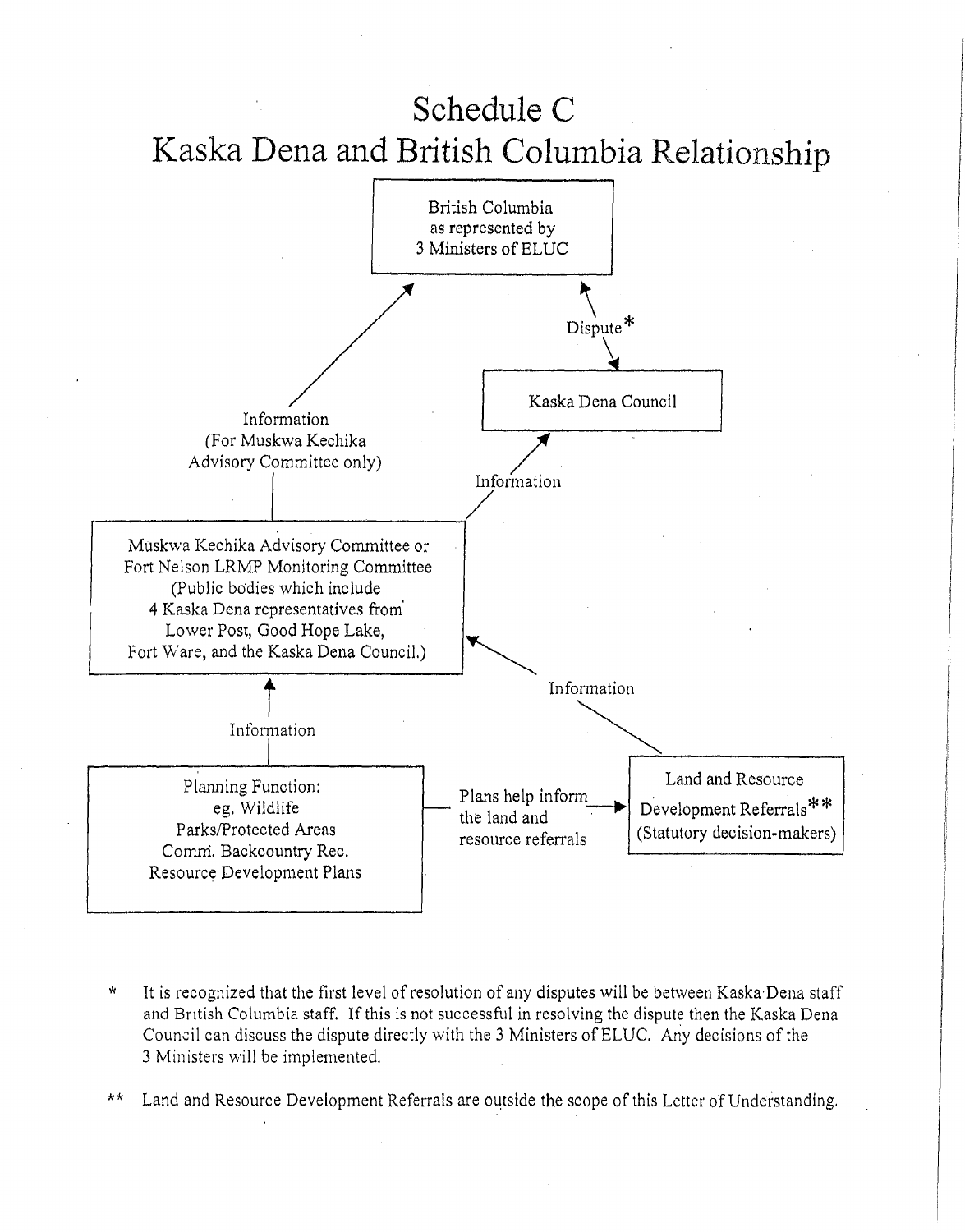# Schedule C
# Kaska Dena and British Columbia Relationship

British Columbia
as represented by
3 Ministers of ELUC

Dispute*

Kaska Dena Council

Information
(For Muskwa Kechika
Advisory Committee only)

Information

Muskwa Kechika Advisory Committee or
Fort Nelson LRMP Monitoring Committee
(Public bodies which include
4 Kaska Dena representatives from
Lower Post, Good Hope Lake,
Fort Ware, and the Kaska Dena Council.)

Information

Information

Planning Function:
eg. Wildlife
Parks/Protected Areas
Comm. Backcountry Rec.
Resource Development Plans

Plans help inform
the land and
resource referrals

Land and Resource
Development Referrals**
(Statutory decision-makers)

\* It is recognized that the first level of resolution of any disputes will be between Kaska Dena staff and British Columbia staff. If this is not successful in resolving the dispute then the Kaska Dena Council can discuss the dispute directly with the 3 Ministers of ELUC. Any decisions of the 3 Ministers will be implemented.

\*\* Land and Resource Development Referrals are outside the scope of this Letter of Understanding.